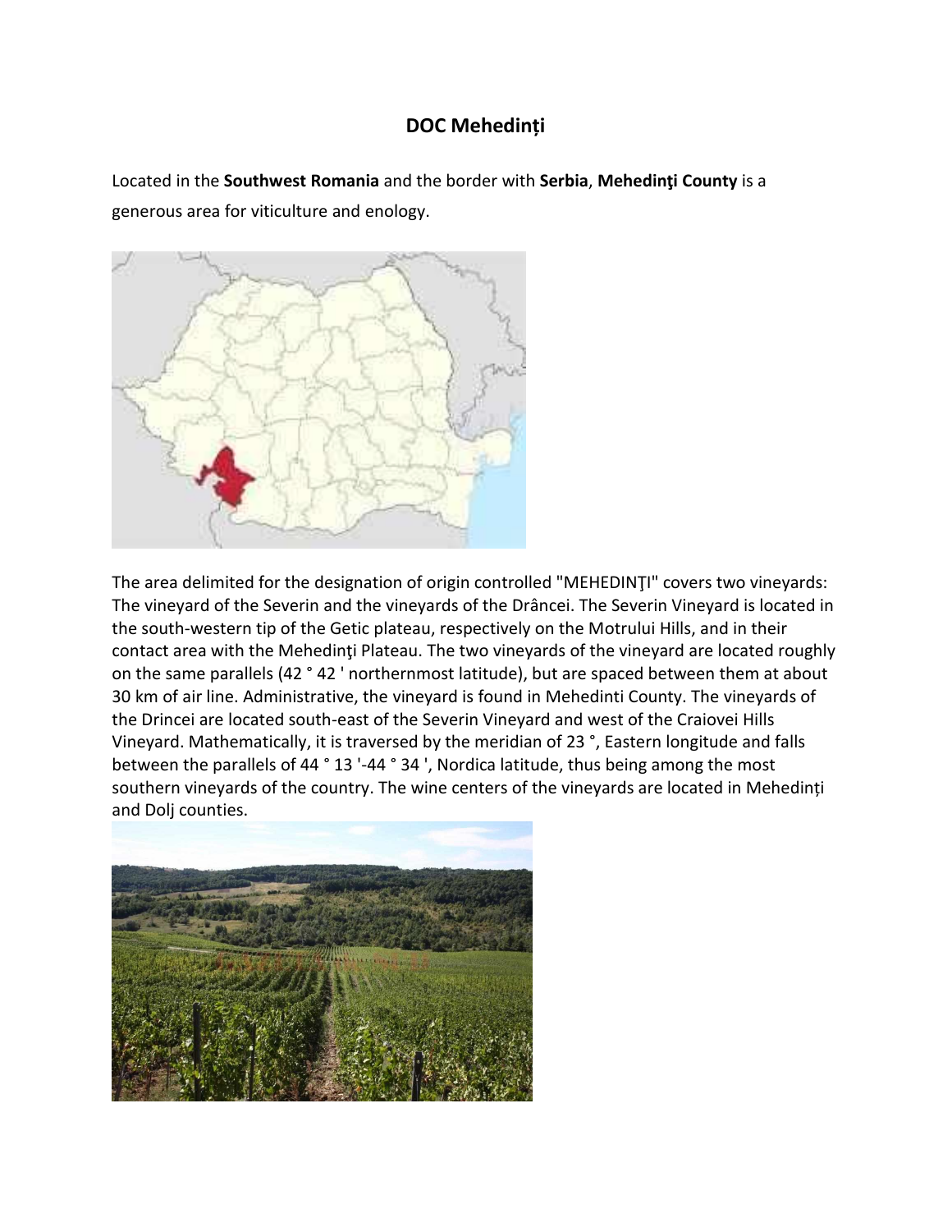# DOC Mehedinți

Located in the **Southwest Romania** and the border with **Serbia**, **Mehedinţi County** is a generous area for viticulture and enology.

The area delimited for the designation of origin controlled "MEHEDINŢI" covers two vineyards: The vineyard of the Severin and the vineyards of the Drâncei. The Severin Vineyard is located in the south-western tip of the Getic plateau, respectively on the Motrului Hills, and in their contact area with the Mehedinţi Plateau. The two vineyards of the vineyard are located roughly on the same parallels (42 ° 42 ' northernmost latitude), but are spaced between them at about 30 km of air line. Administrative, the vineyard is found in Mehedinti County. The vineyards of the Drincei are located south-east of the Severin Vineyard and west of the Craiovei Hills Vineyard. Mathematically, it is traversed by the meridian of 23 °, Eastern longitude and falls between the parallels of 44 ° 13 '-44 ° 34 ', Nordica latitude, thus being among the most southern vineyards of the country. The wine centers of the vineyards are located in Mehedinți and Dolj counties.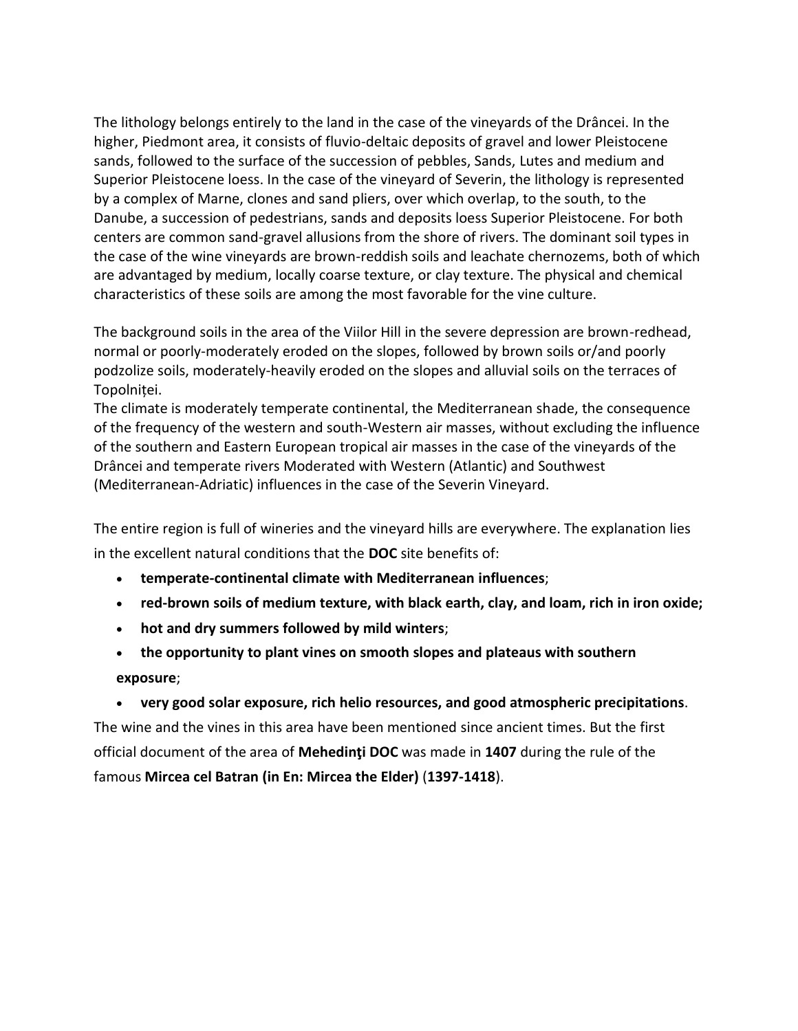The lithology belongs entirely to the land in the case of the vineyards of the Drâncei. In the higher, Piedmont area, it consists of fluvio-deltaic deposits of gravel and lower Pleistocene sands, followed to the surface of the succession of pebbles, Sands, Lutes and medium and Superior Pleistocene loess. In the case of the vineyard of Severin, the lithology is represented by a complex of Marne, clones and sand pliers, over which overlap, to the south, to the Danube, a succession of pedestrians, sands and deposits loess Superior Pleistocene. For both centers are common sand-gravel allusions from the shore of rivers. The dominant soil types in the case of the wine vineyards are brown-reddish soils and leachate chernozems, both of which are advantaged by medium, locally coarse texture, or clay texture. The physical and chemical characteristics of these soils are among the most favorable for the vine culture.

The background soils in the area of the Viilor Hill in the severe depression are brown-redhead, normal or poorly-moderately eroded on the slopes, followed by brown soils or/and poorly podzolize soils, moderately-heavily eroded on the slopes and alluvial soils on the terraces of Topolniței.
The climate is moderately temperate continental, the Mediterranean shade, the consequence of the frequency of the western and south-Western air masses, without excluding the influence of the southern and Eastern European tropical air masses in the case of the vineyards of the Drâncei and temperate rivers Moderated with Western (Atlantic) and Southwest (Mediterranean-Adriatic) influences in the case of the Severin Vineyard.

The entire region is full of wineries and the vineyard hills are everywhere. The explanation lies in the excellent natural conditions that the **DOC** site benefits of:

- **temperate-continental climate with Mediterranean influences**;
- **red-brown soils of medium texture, with black earth, clay, and loam, rich in iron oxide;**
- **hot and dry summers followed by mild winters**;
- **the opportunity to plant vines on smooth slopes and plateaus with southern exposure**;
- **very good solar exposure, rich helio resources, and good atmospheric precipitations**.

The wine and the vines in this area have been mentioned since ancient times. But the first official document of the area of **Mehedinţi DOC** was made in **1407** during the rule of the famous **Mircea cel Batran (in En: Mircea the Elder)** (**1397-1418**).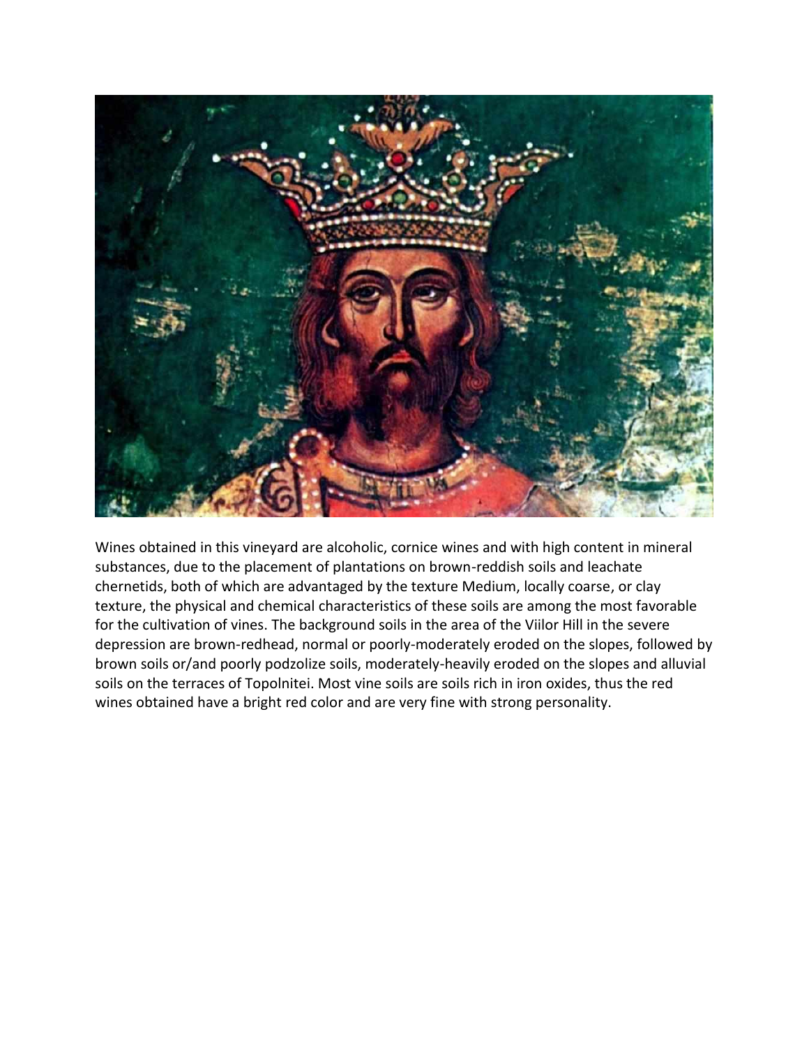Wines obtained in this vineyard are alcoholic, cornice wines and with high content in mineral substances, due to the placement of plantations on brown-reddish soils and leachate chernetids, both of which are advantaged by the texture Medium, locally coarse, or clay texture, the physical and chemical characteristics of these soils are among the most favorable for the cultivation of vines. The background soils in the area of the Viilor Hill in the severe depression are brown-redhead, normal or poorly-moderately eroded on the slopes, followed by brown soils or/and poorly podzolize soils, moderately-heavily eroded on the slopes and alluvial soils on the terraces of Topolnitei. Most vine soils are soils rich in iron oxides, thus the red wines obtained have a bright red color and are very fine with strong personality.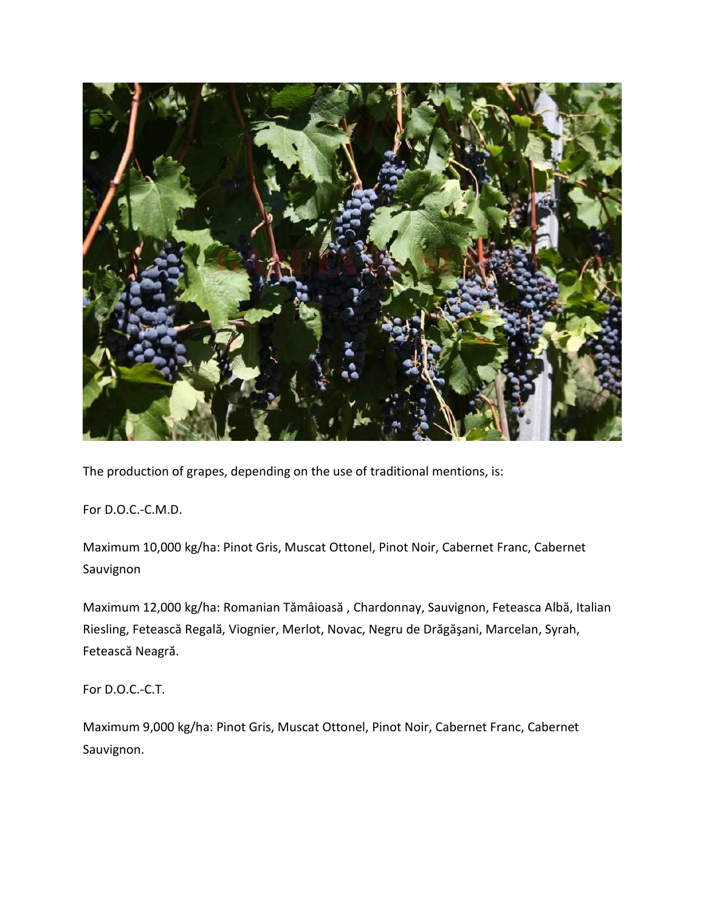The production of grapes, depending on the use of traditional mentions, is:

For D.O.C.-C.M.D.

Maximum 10,000 kg/ha: Pinot Gris, Muscat Ottonel, Pinot Noir, Cabernet Franc, Cabernet Sauvignon

Maximum 12,000 kg/ha: Romanian Tămâioasă , Chardonnay, Sauvignon, Feteasca Albă, Italian Riesling, Fetească Regală, Viognier, Merlot, Novac, Negru de Drăgăşani, Marcelan, Syrah, Fetească Neagră.

For D.O.C.-C.T.

Maximum 9,000 kg/ha: Pinot Gris, Muscat Ottonel, Pinot Noir, Cabernet Franc, Cabernet Sauvignon.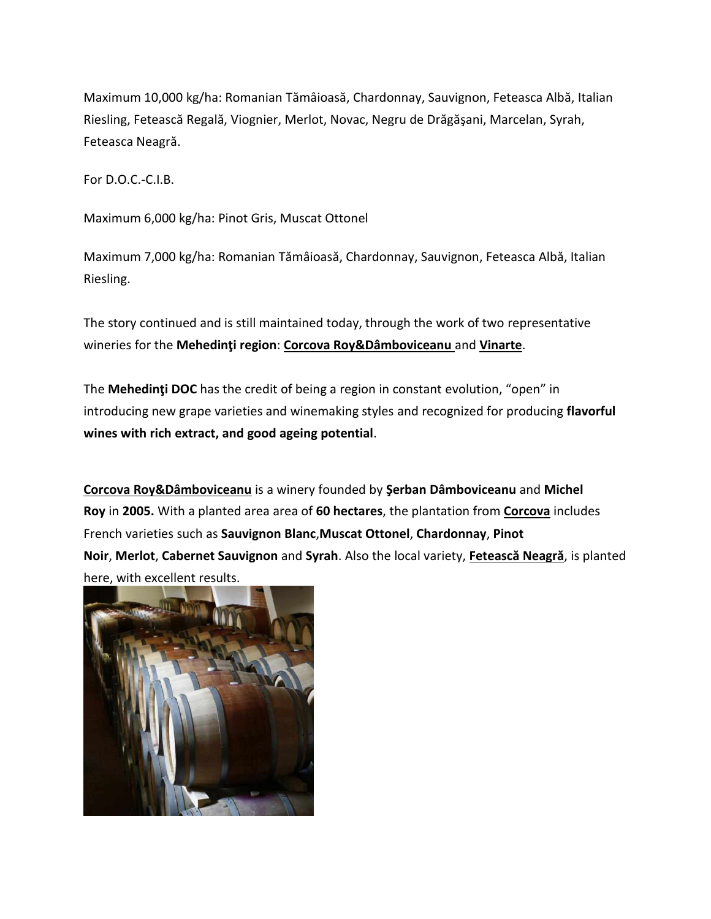Maximum 10,000 kg/ha: Romanian Tămâioasă, Chardonnay, Sauvignon, Feteasca Albă, Italian Riesling, Fetească Regală, Viognier, Merlot, Novac, Negru de Drăgăşani, Marcelan, Syrah, Feteasca Neagră.

For D.O.C.-C.I.B.

Maximum 6,000 kg/ha: Pinot Gris, Muscat Ottonel

Maximum 7,000 kg/ha: Romanian Tămâioasă, Chardonnay, Sauvignon, Feteasca Albă, Italian Riesling.

The story continued and is still maintained today, through the work of two representative wineries for the **Mehedinţi region**: **Corcova Roy&Dâmboviceanu** and **Vinarte**.

The **Mehedinţi DOC** has the credit of being a region in constant evolution, "open" in introducing new grape varieties and winemaking styles and recognized for producing **flavorful wines with rich extract, and good ageing potential**.

**Corcova Roy&Dâmboviceanu** is a winery founded by **Şerban Dâmboviceanu** and **Michel Roy** in **2005.** With a planted area area of **60 hectares**, the plantation from **Corcova** includes French varieties such as **Sauvignon Blanc**,**Muscat Ottonel**, **Chardonnay**, **Pinot Noir**, **Merlot**, **Cabernet Sauvignon** and **Syrah**. Also the local variety, **Fetească Neagră**, is planted here, with excellent results.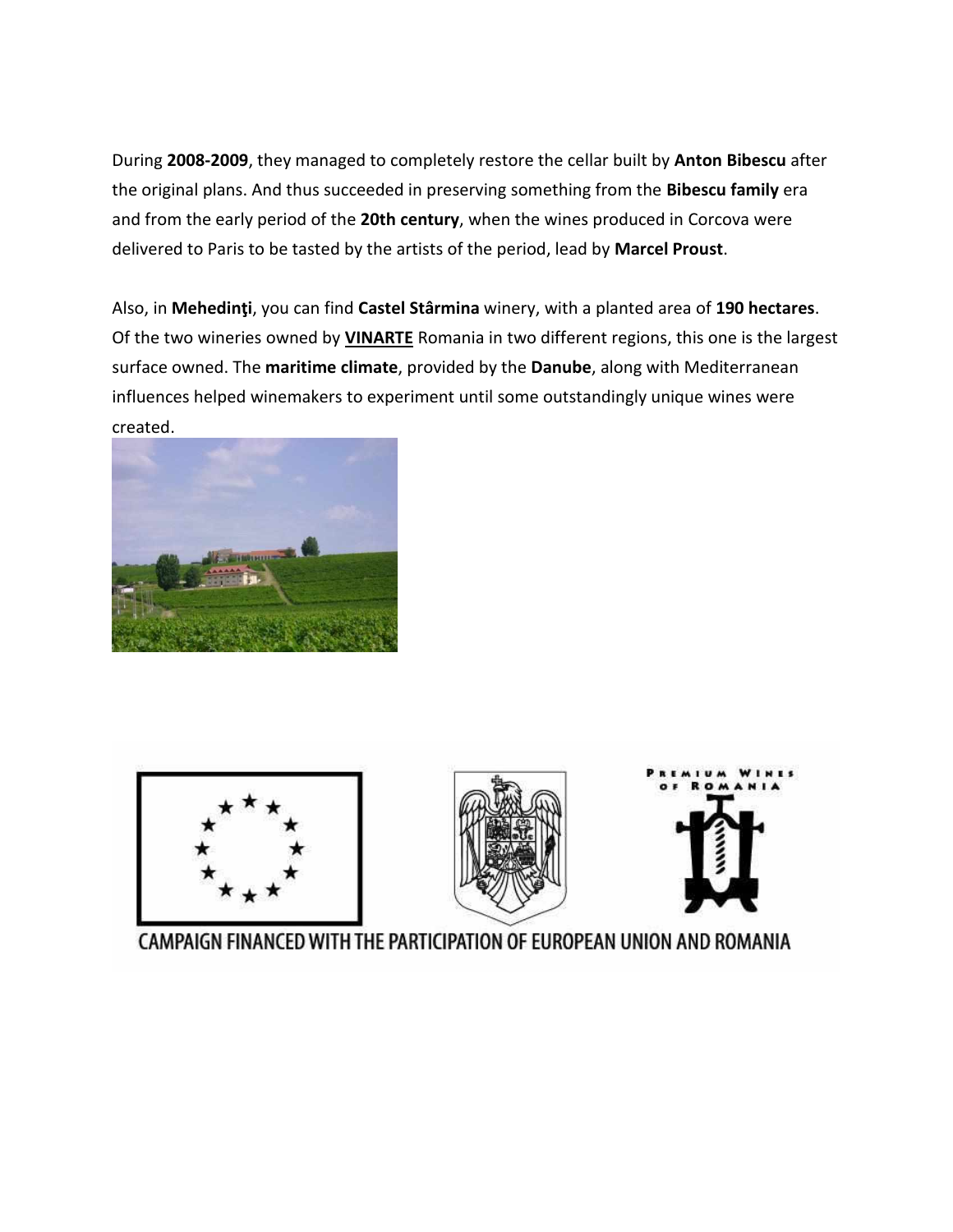During **2008-2009**, they managed to completely restore the cellar built by **Anton Bibescu** after the original plans. And thus succeeded in preserving something from the **Bibescu family** era and from the early period of the **20th century**, when the wines produced in Corcova were delivered to Paris to be tasted by the artists of the period, lead by **Marcel Proust**.

Also, in **Mehedinţi**, you can find **Castel Stârmina** winery, with a planted area of **190 hectares**. Of the two wineries owned by **VINARTE** Romania in two different regions, this one is the largest surface owned. The **maritime climate**, provided by the **Danube**, along with Mediterranean influences helped winemakers to experiment until some outstandingly unique wines were created.

PREMIUM WINES OF ROMANIA

CAMPAIGN FINANCED WITH THE PARTICIPATION OF EUROPEAN UNION AND ROMANIA